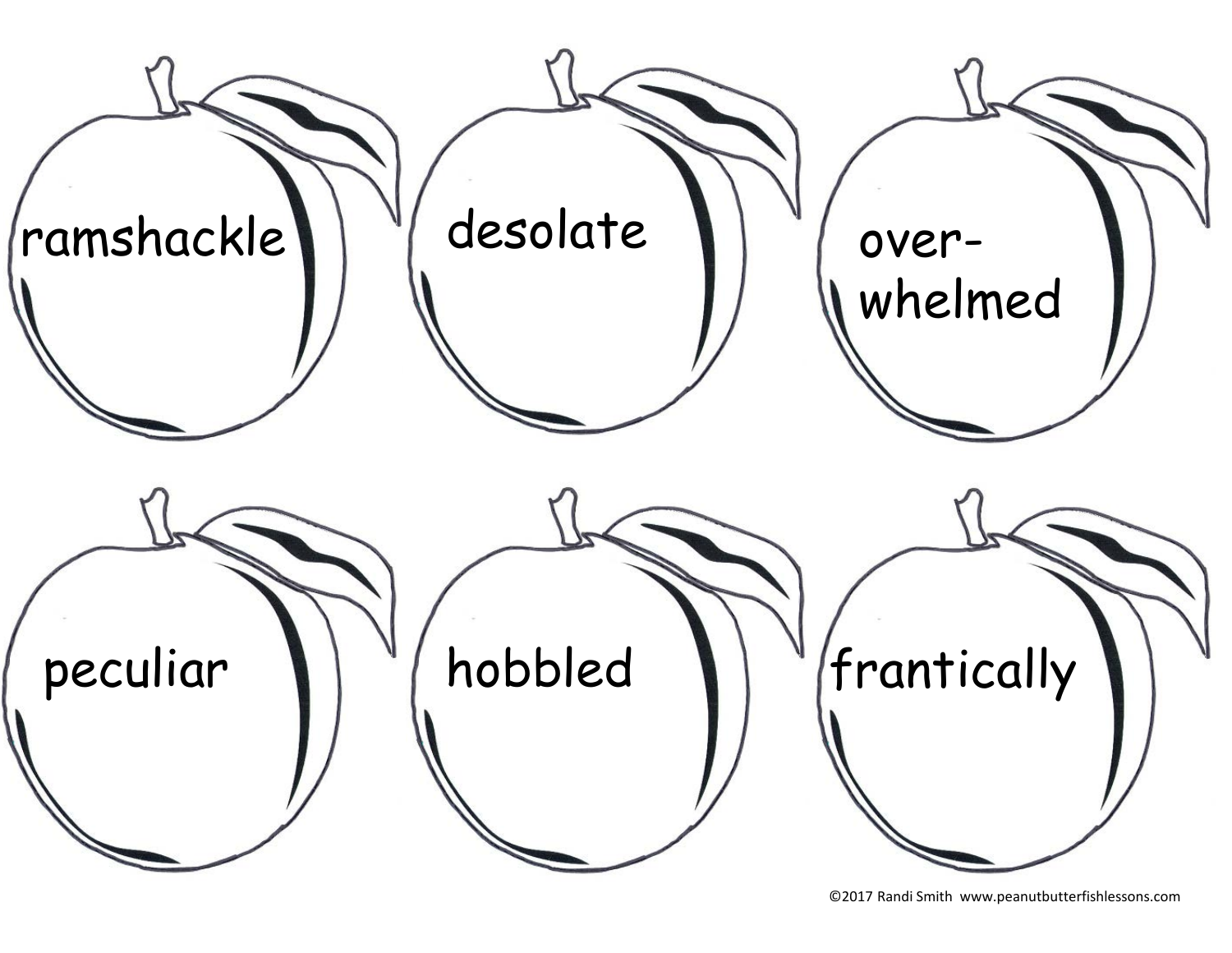ramshackle

desolate

over-
whelmed

peculiar

hobbled

frantically

©2017 Randi Smith www.peanutbutterfishlessons.com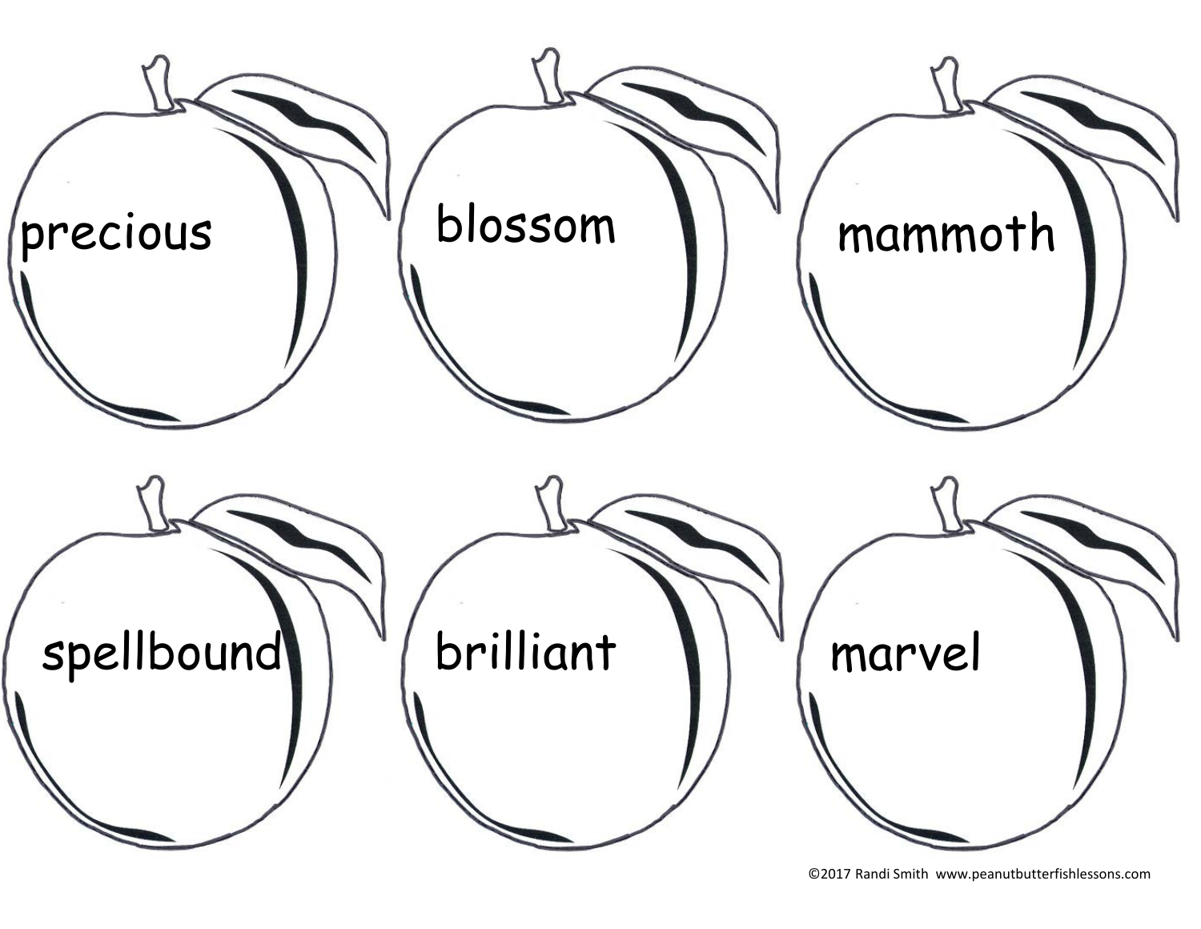precious

blossom

mammoth

spellbound

brilliant

marvel

©2017 Randi Smith www.peanutbutterfishlessons.com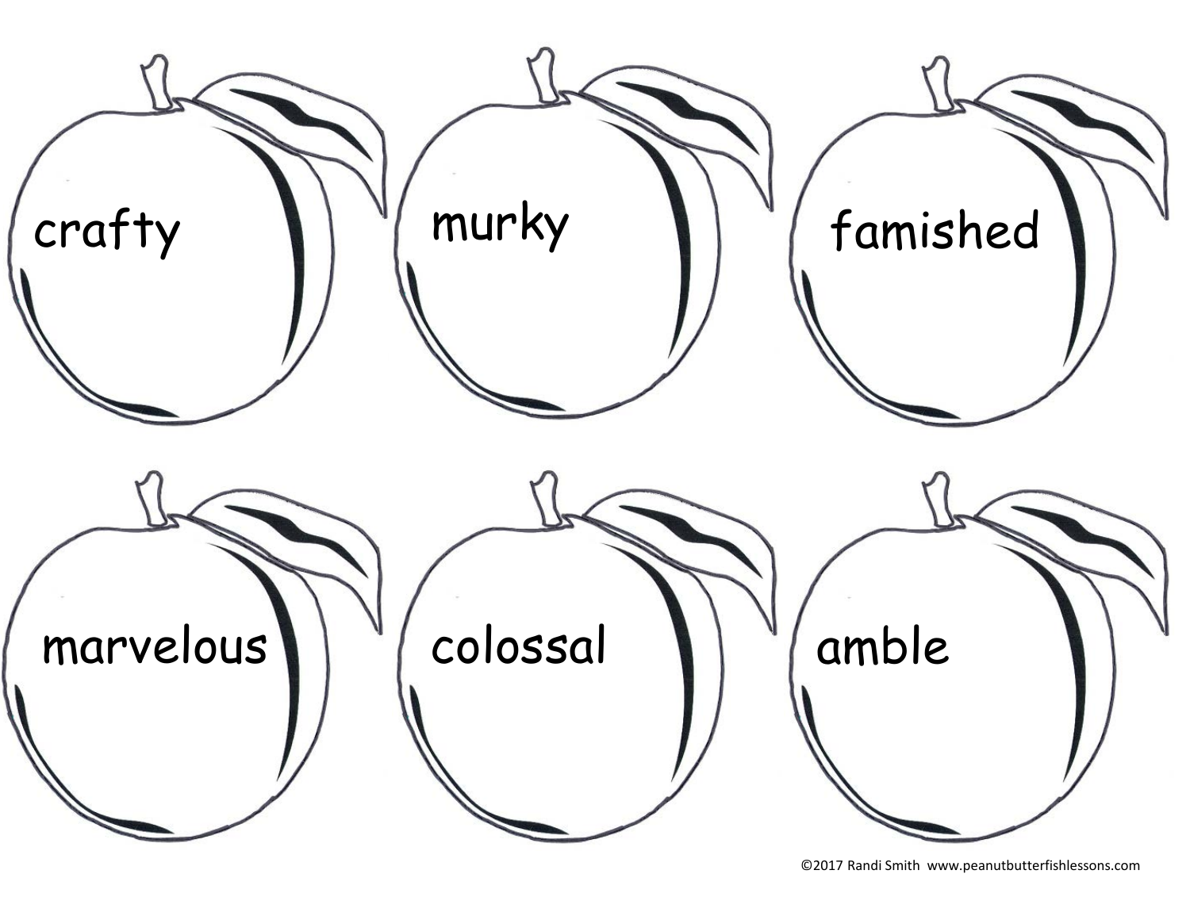crafty

murky

famished

marvelous

colossal

amble

©2017 Randi Smith www.peanutbutterfishlessons.com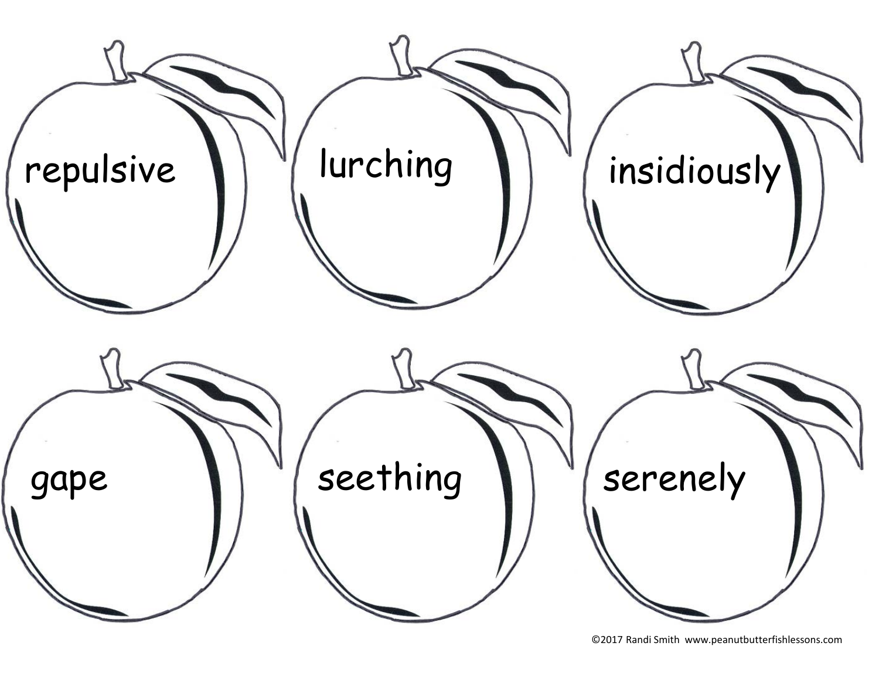repulsive

lurching

insidiously

gape

seething

serenely

©2017 Randi Smith www.peanutbutterfishlessons.com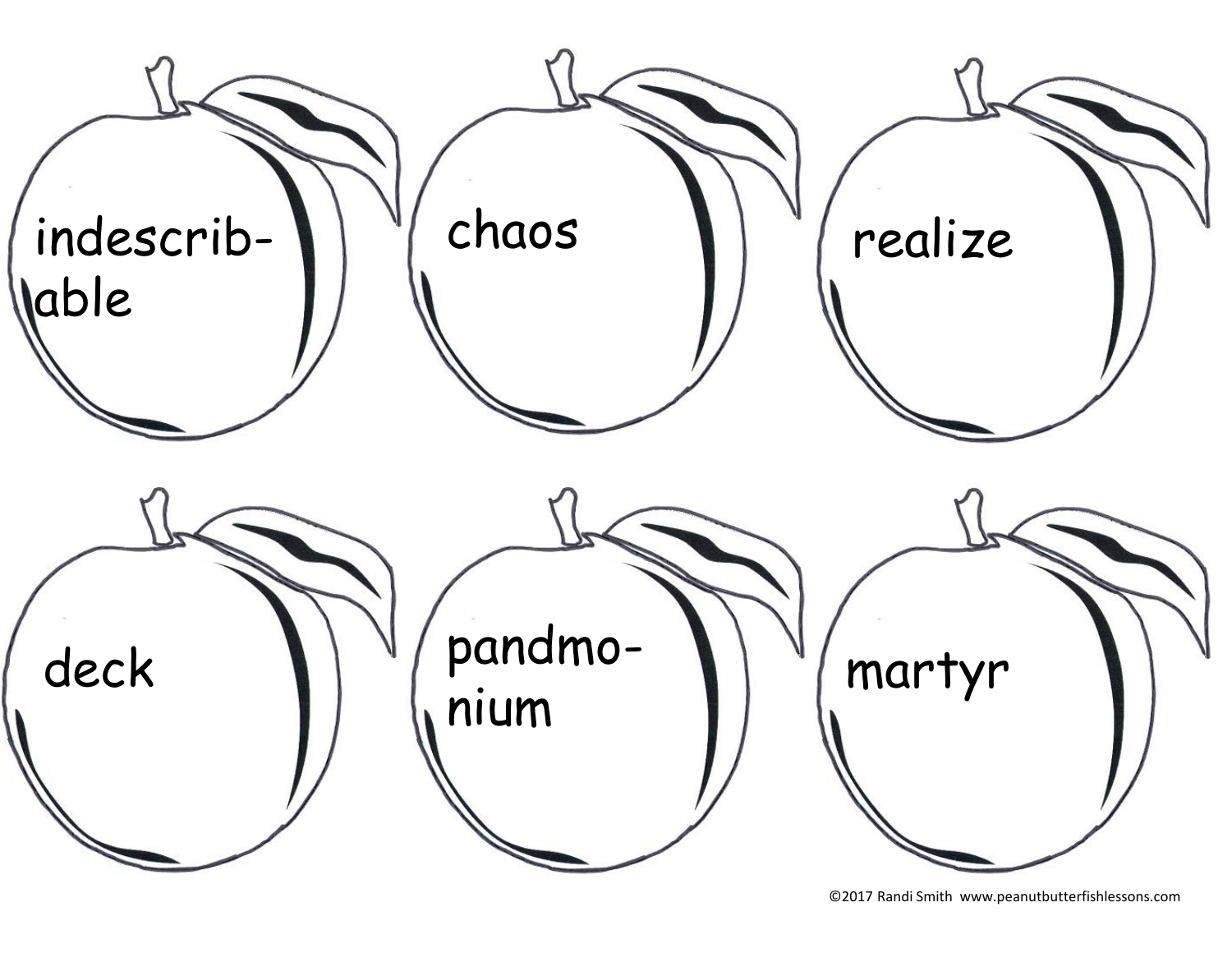indescrib-
able

chaos

realize

deck

pandmo-
nium

martyr

©2017 Randi Smith www.peanutbutterfishlessons.com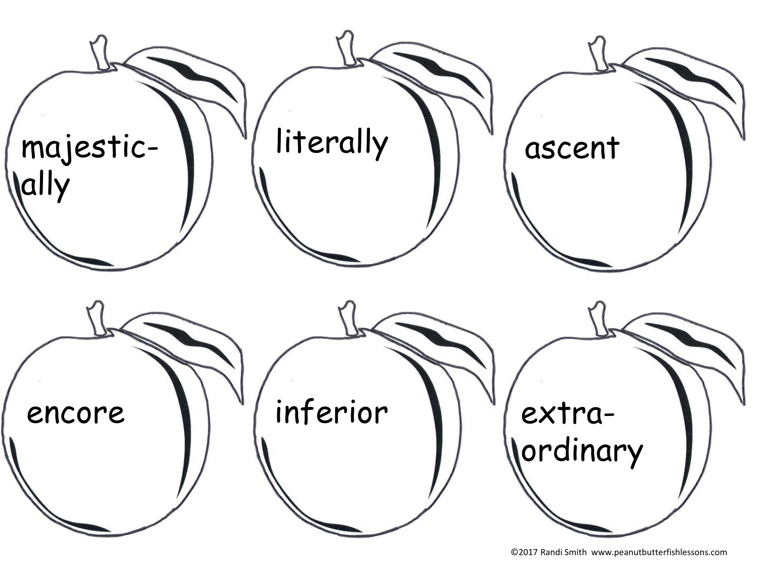majestic-
ally

literally

ascent

encore

inferior

extra-
ordinary

©2017 Randi Smith www.peanutbutterfishlessons.com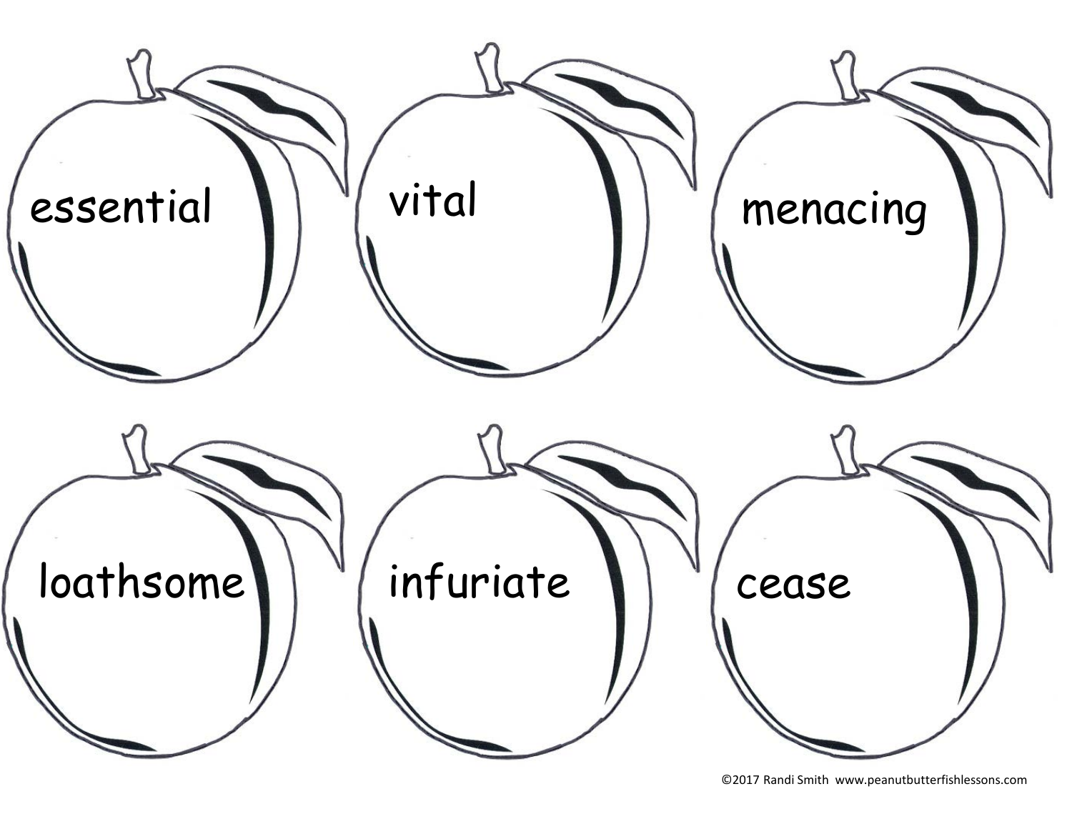essential

vital

menacing

loathsome

infuriate

cease

©2017 Randi Smith www.peanutbutterfishlessons.com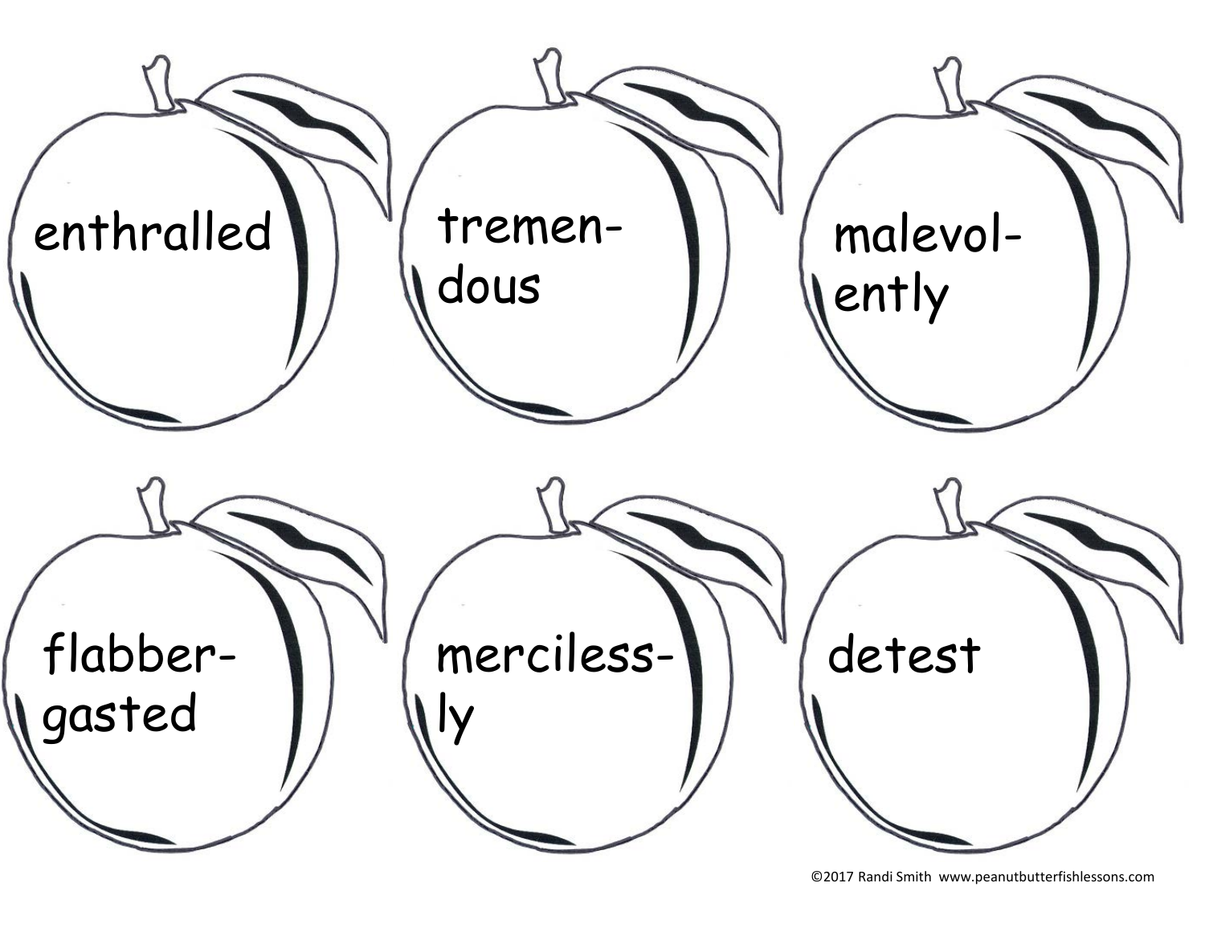enthralled

tremen-
dous

malevol-
ently

flabber-
gasted

merciless-
ly

detest

©2017 Randi Smith www.peanutbutterfishlessons.com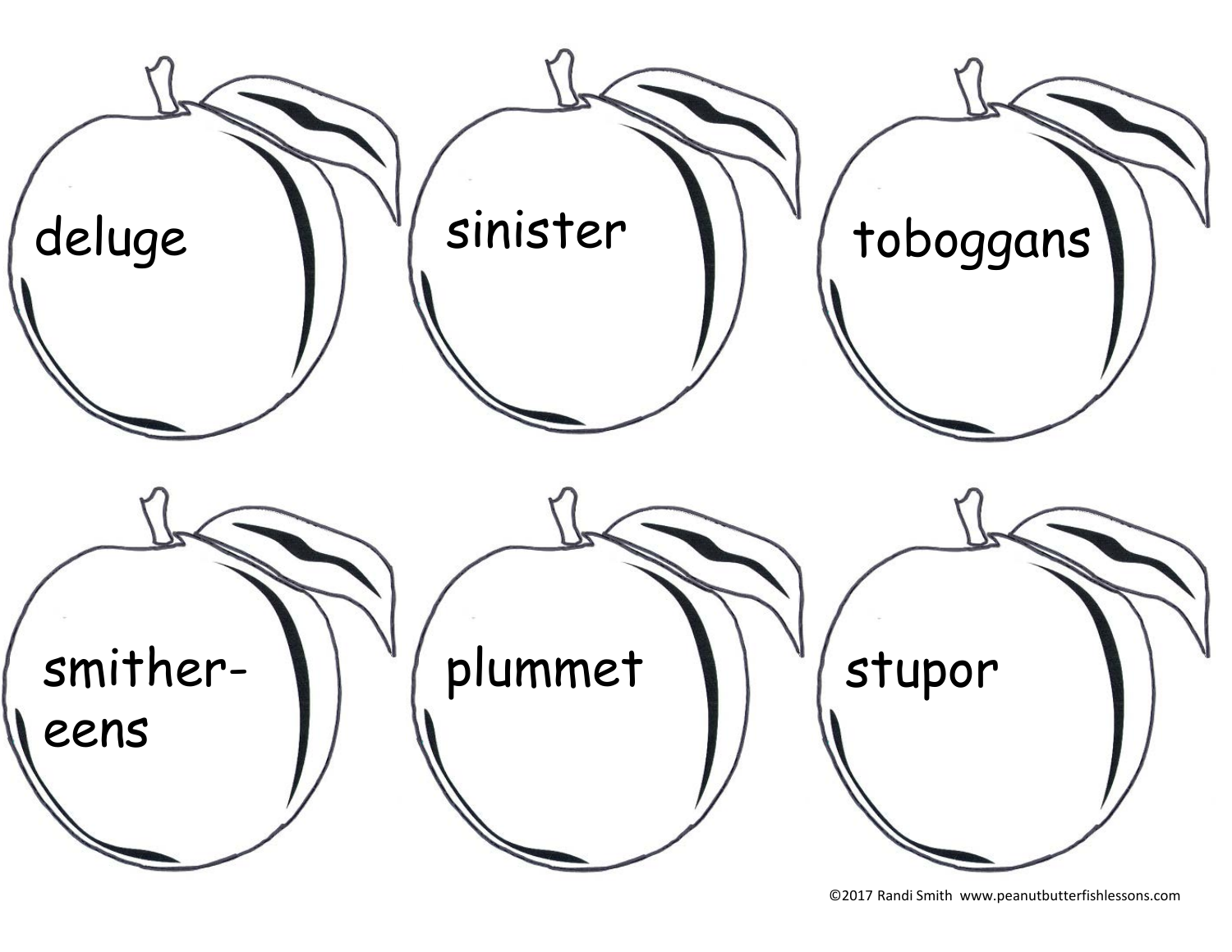deluge

sinister

toboggans

smither-
eens

plummet

stupor

©2017 Randi Smith www.peanutbutterfishlessons.com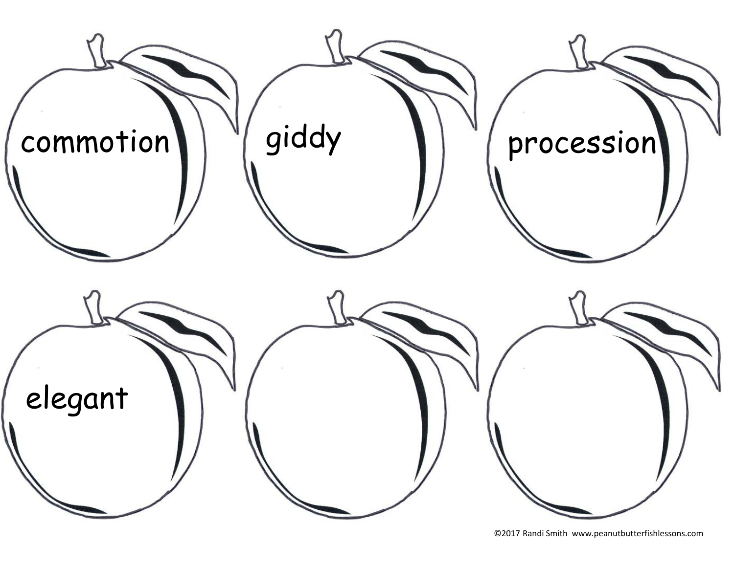commotion

giddy

procession

elegant

©2017 Randi Smith www.peanutbutterfishlessons.com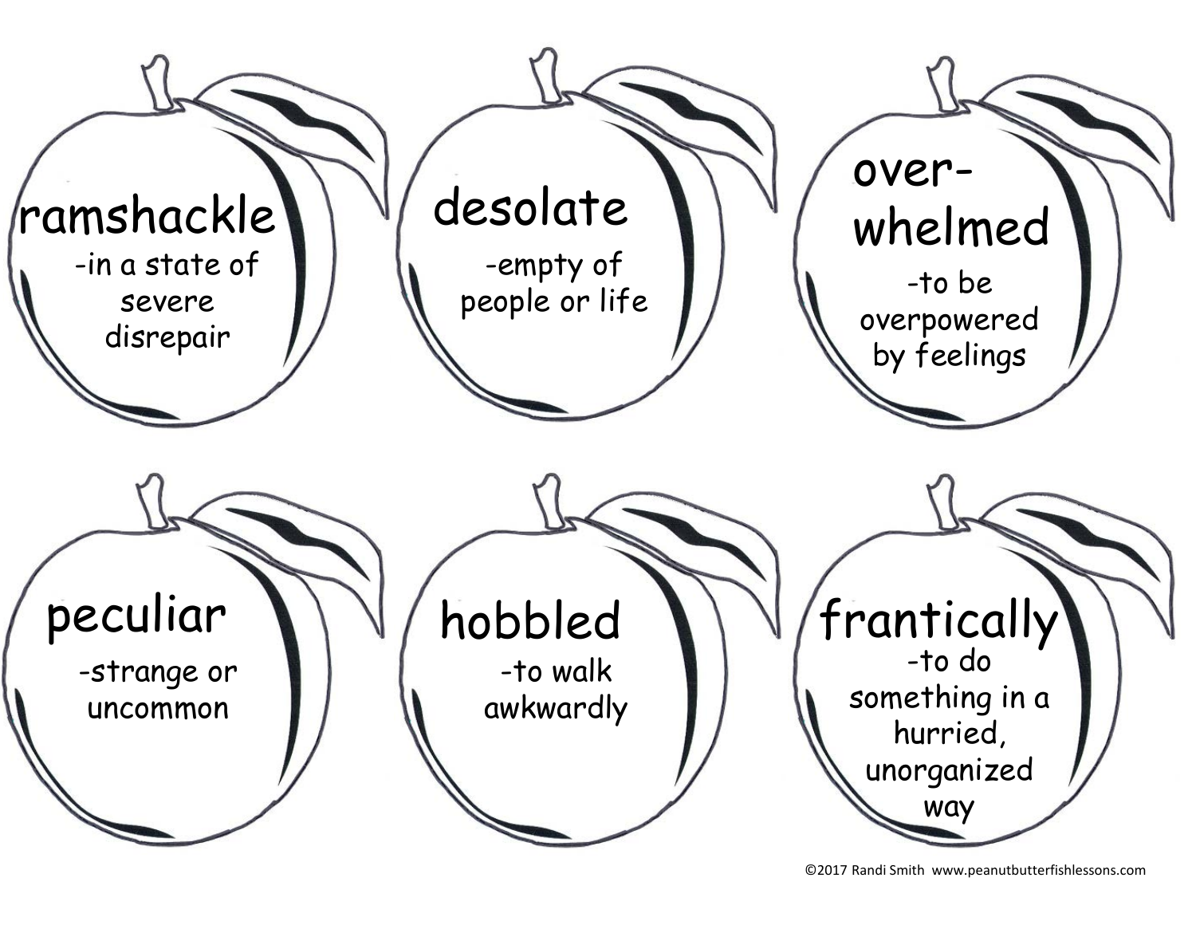**ramshackle**
-in a state of severe disrepair

**desolate**
-empty of people or life

**over-whelmed**
-to be overpowered by feelings

**peculiar**
-strange or uncommon

**hobbled**
-to walk awkwardly

**frantically**
-to do something in a hurried, unorganized way

©2017 Randi Smith www.peanutbutterfishlessons.com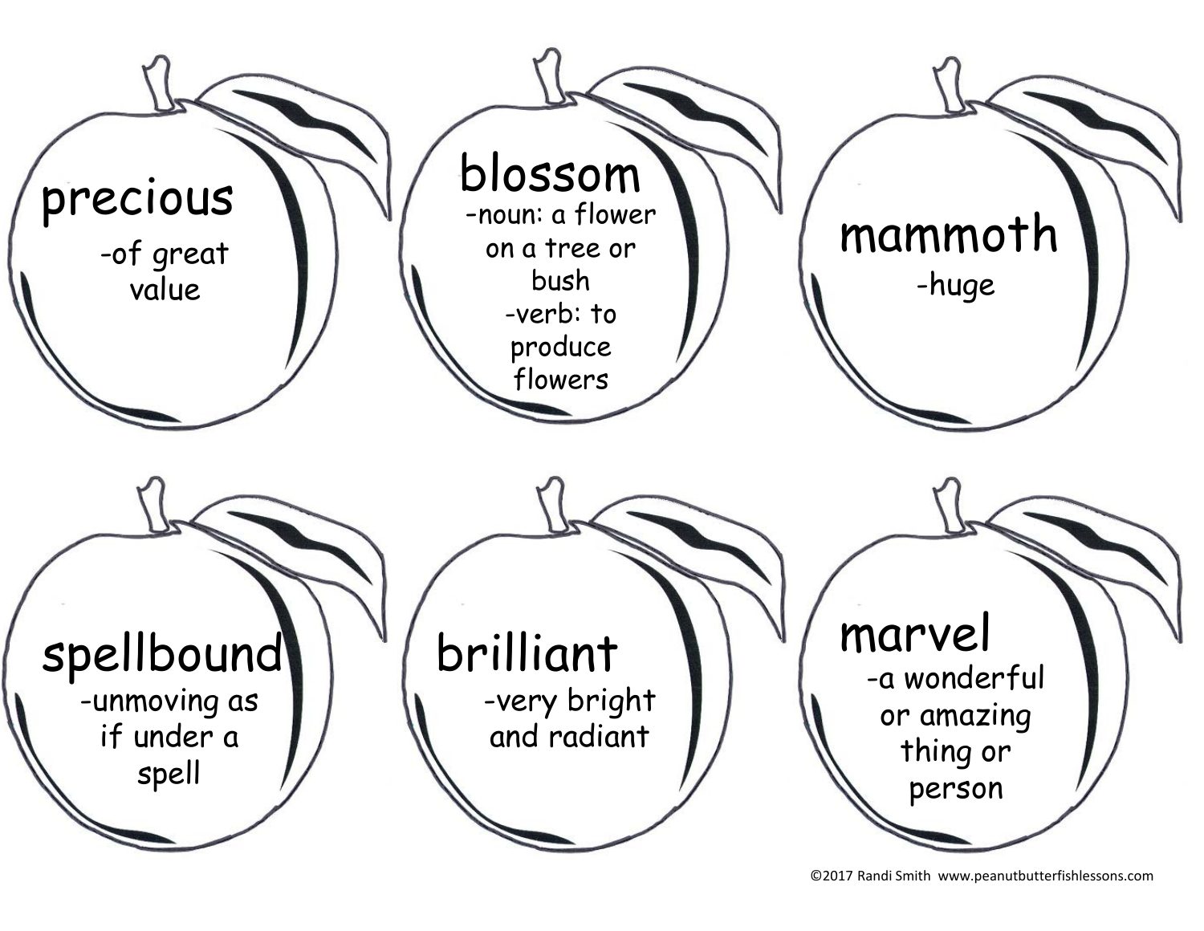**precious**
-of great value

**blossom**
-noun: a flower on a tree or bush
-verb: to produce flowers

**mammoth**
-huge

**spellbound**
-unmoving as if under a spell

**brilliant**
-very bright and radiant

**marvel**
-a wonderful or amazing thing or person

©2017 Randi Smith www.peanutbutterfishlessons.com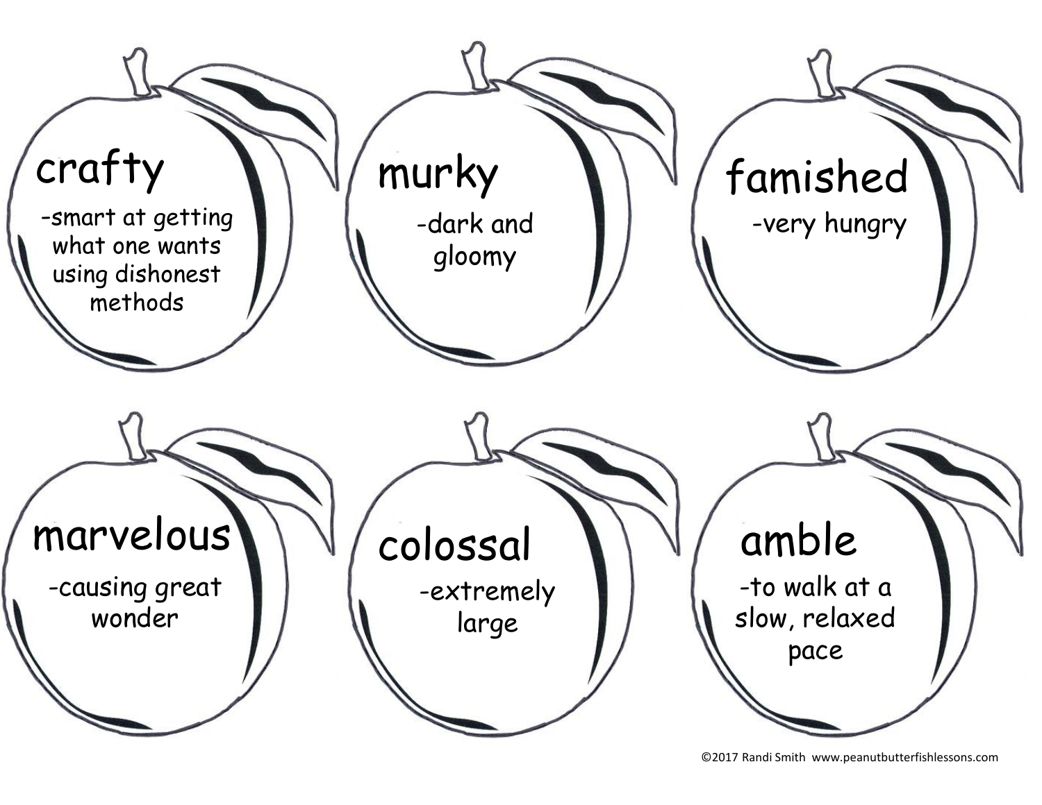**crafty**

-smart at getting what one wants using dishonest methods

**murky**

-dark and gloomy

**famished**

-very hungry

**marvelous**

-causing great wonder

**colossal**

-extremely large

**amble**

-to walk at a slow, relaxed pace

©2017 Randi Smith www.peanutbutterfishlessons.com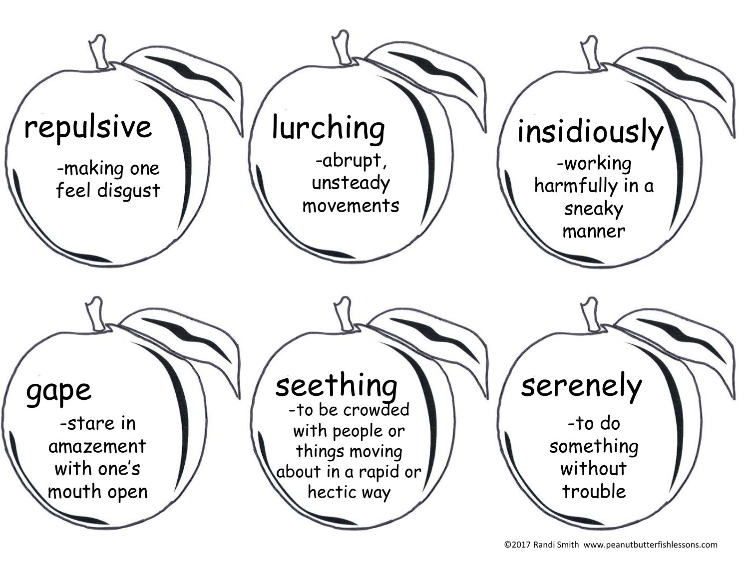**repulsive**

-making one feel disgust

**lurching**

-abrupt, unsteady movements

**insidiously**

-working harmfully in a sneaky manner

**gape**

-stare in amazement with one's mouth open

**seething**

-to be crowded with people or things moving about in a rapid or hectic way

**serenely**

-to do something without trouble

©2017 Randi Smith www.peanutbutterfishlessons.com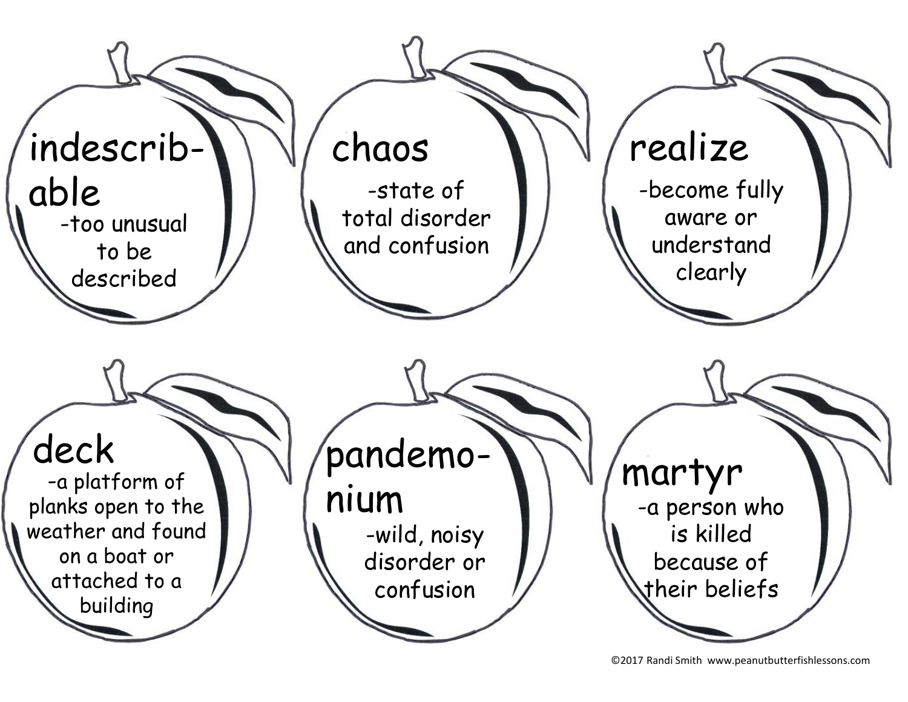**indescrib-able**
-too unusual to be described

**chaos**
-state of total disorder and confusion

**realize**
-become fully aware or understand clearly

**deck**
-a platform of planks open to the weather and found on a boat or attached to a building

**pandemo-nium**
-wild, noisy disorder or confusion

**martyr**
-a person who is killed because of their beliefs

©2017 Randi Smith www.peanutbutterfishlessons.com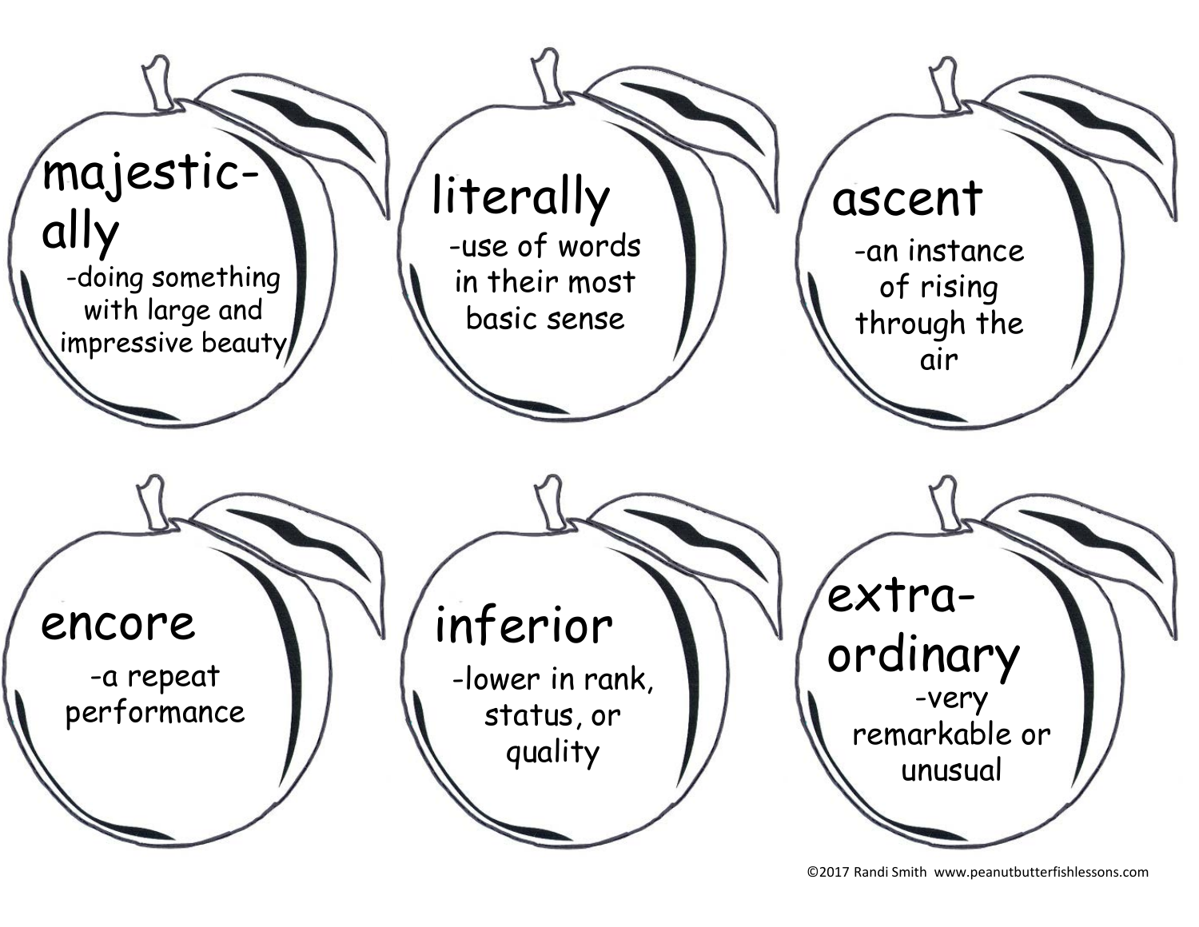**majestic-ally**
-doing something with large and impressive beauty

**literally**
-use of words in their most basic sense

**ascent**
-an instance of rising through the air

**encore**
-a repeat performance

**inferior**
-lower in rank, status, or quality

**extra-ordinary**
-very remarkable or unusual

©2017 Randi Smith www.peanutbutterfishlessons.com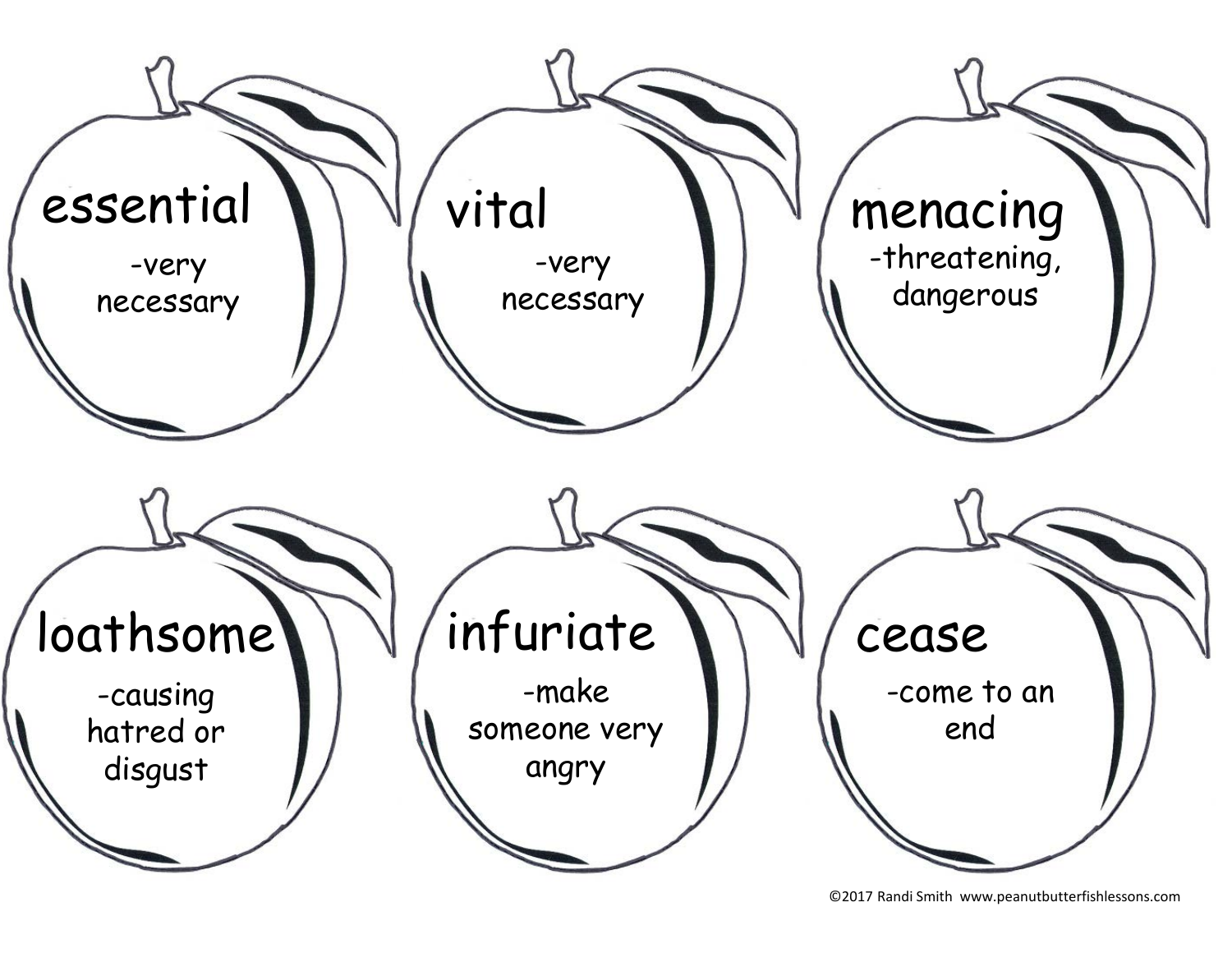**essential**
-very necessary

**vital**
-very necessary

**menacing**
-threatening, dangerous

**loathsome**
-causing hatred or disgust

**infuriate**
-make someone very angry

**cease**
-come to an end

©2017 Randi Smith www.peanutbutterfishlessons.com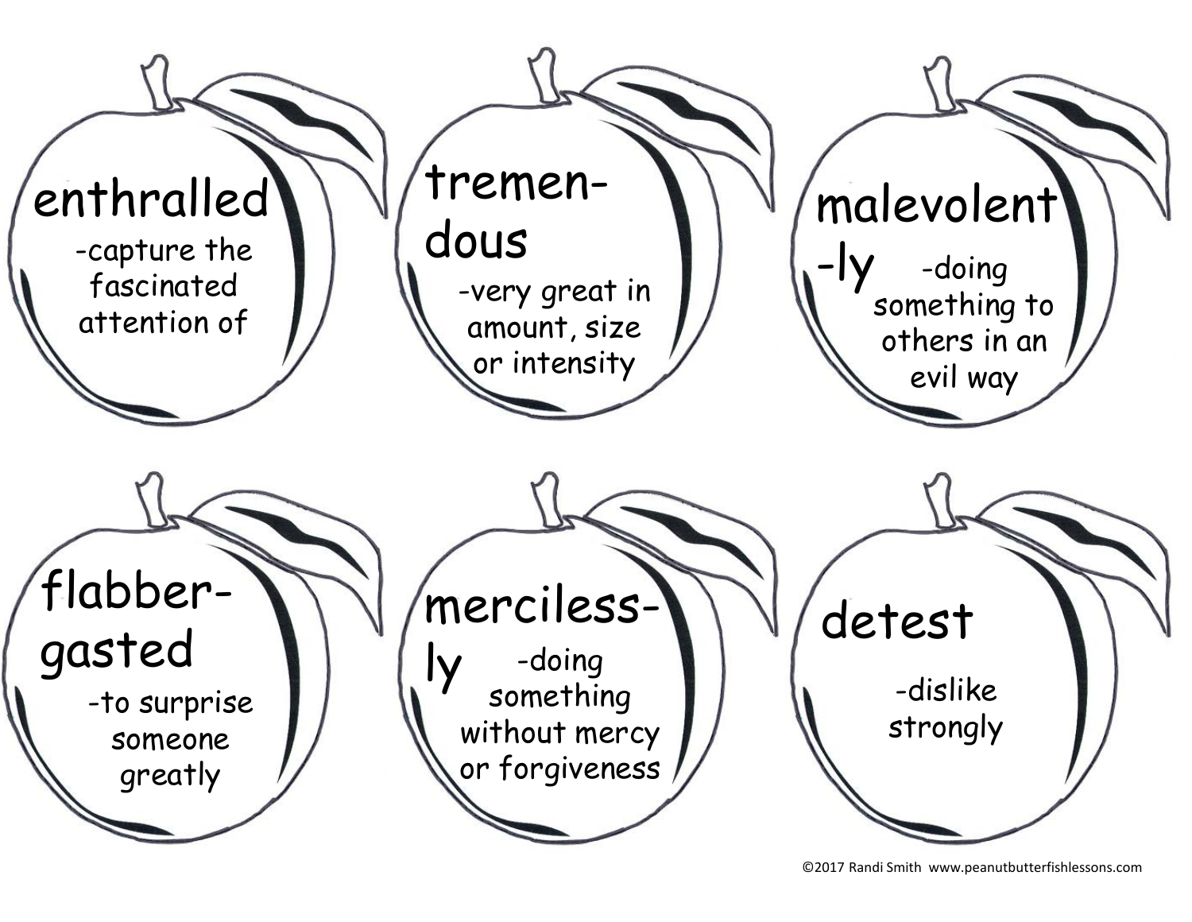**enthralled**
-capture the fascinated attention of

**tremen-dous**
-very great in amount, size or intensity

**malevolent-ly**
-doing something to others in an evil way

**flabber-gasted**
-to surprise someone greatly

**merciless-ly**
-doing something without mercy or forgiveness

**detest**
-dislike strongly

©2017 Randi Smith www.peanutbutterfishlessons.com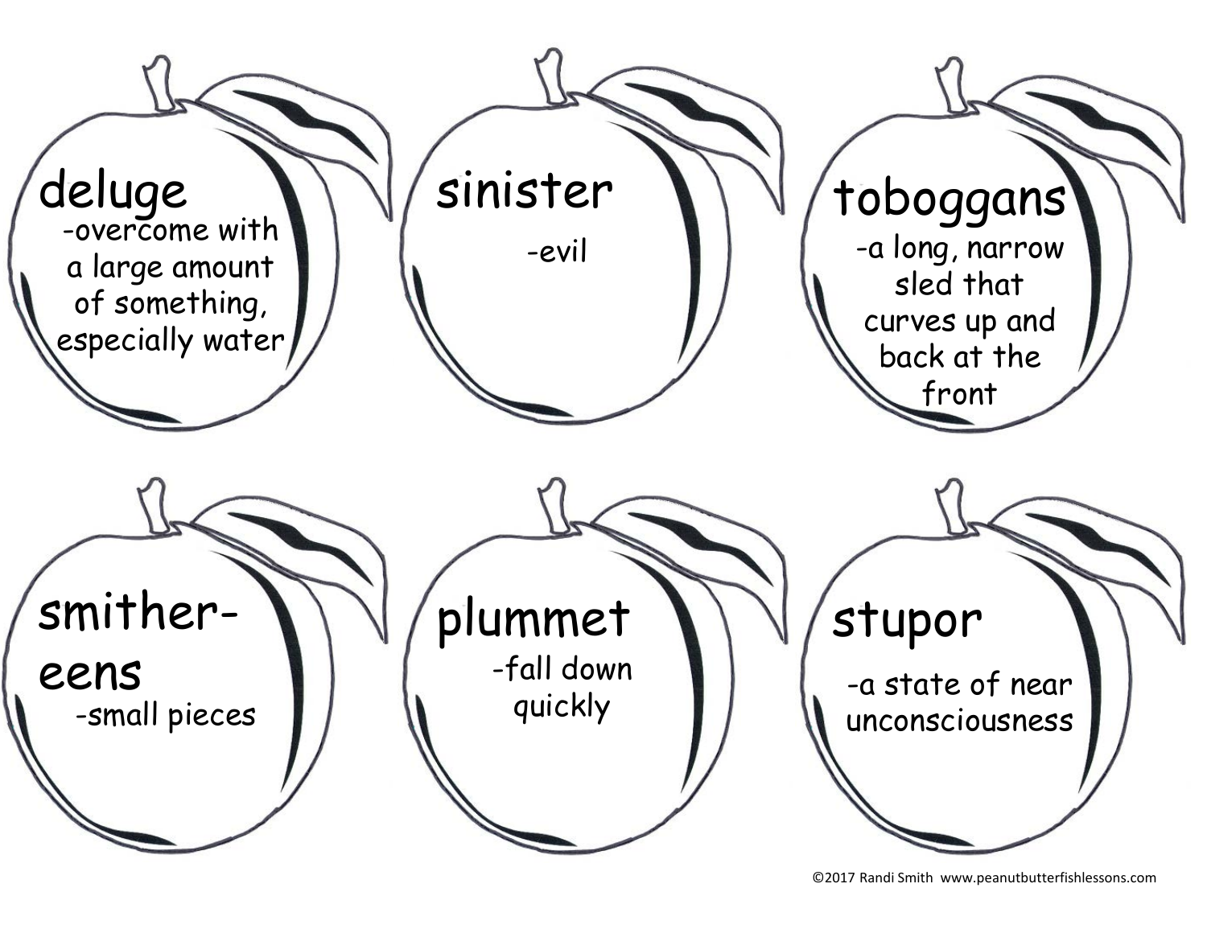**deluge**
-overcome with a large amount of something, especially water

**sinister**
-evil

**toboggans**
-a long, narrow sled that curves up and back at the front

**smither-eens**
-small pieces

**plummet**
-fall down quickly

**stupor**
-a state of near unconsciousness

©2017 Randi Smith www.peanutbutterfishlessons.com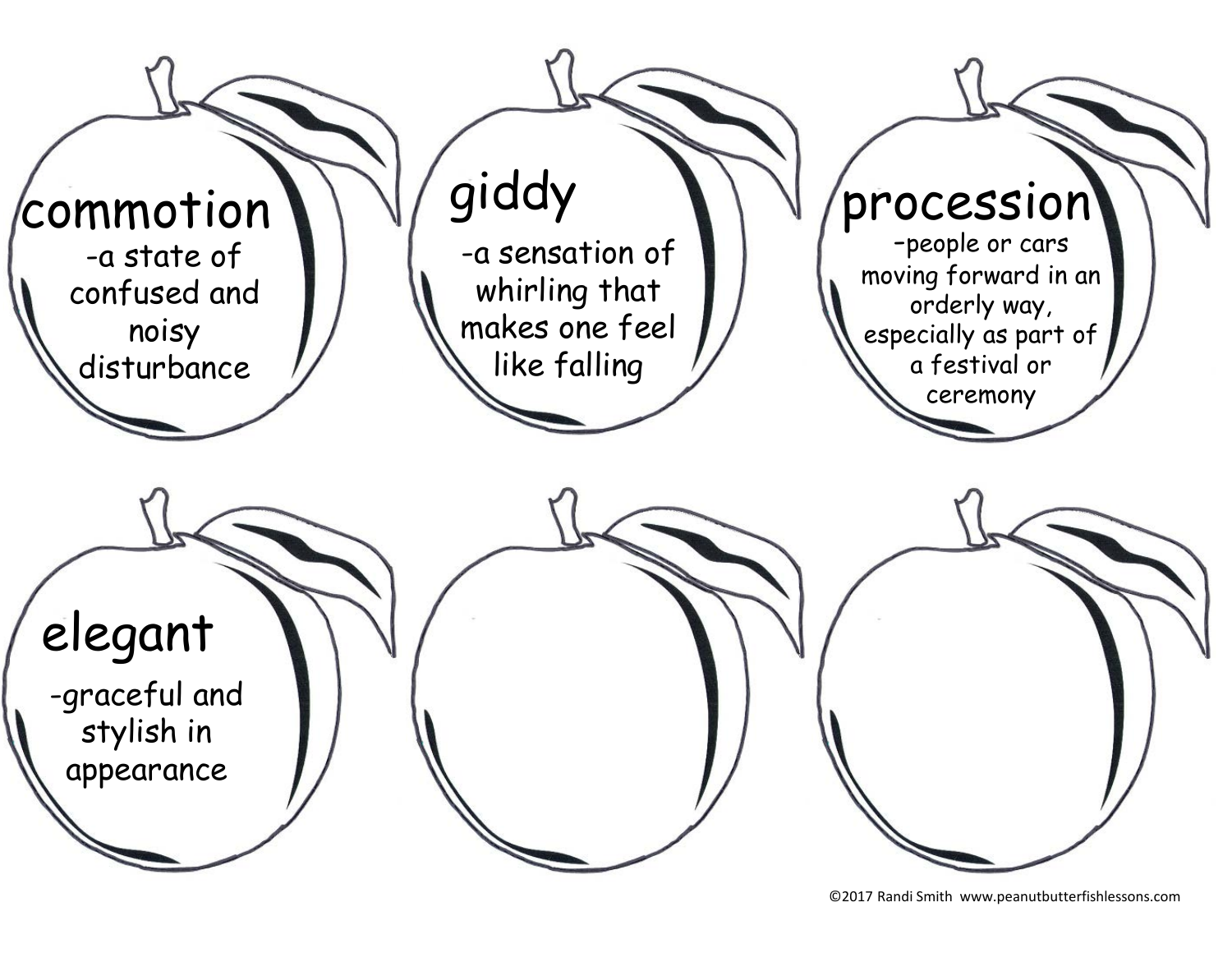**commotion**

-a state of confused and noisy disturbance

**giddy**

-a sensation of whirling that makes one feel like falling

**procession**

–people or cars moving forward in an orderly way, especially as part of a festival or ceremony

**elegant**

-graceful and stylish in appearance

©2017 Randi Smith www.peanutbutterfishlessons.com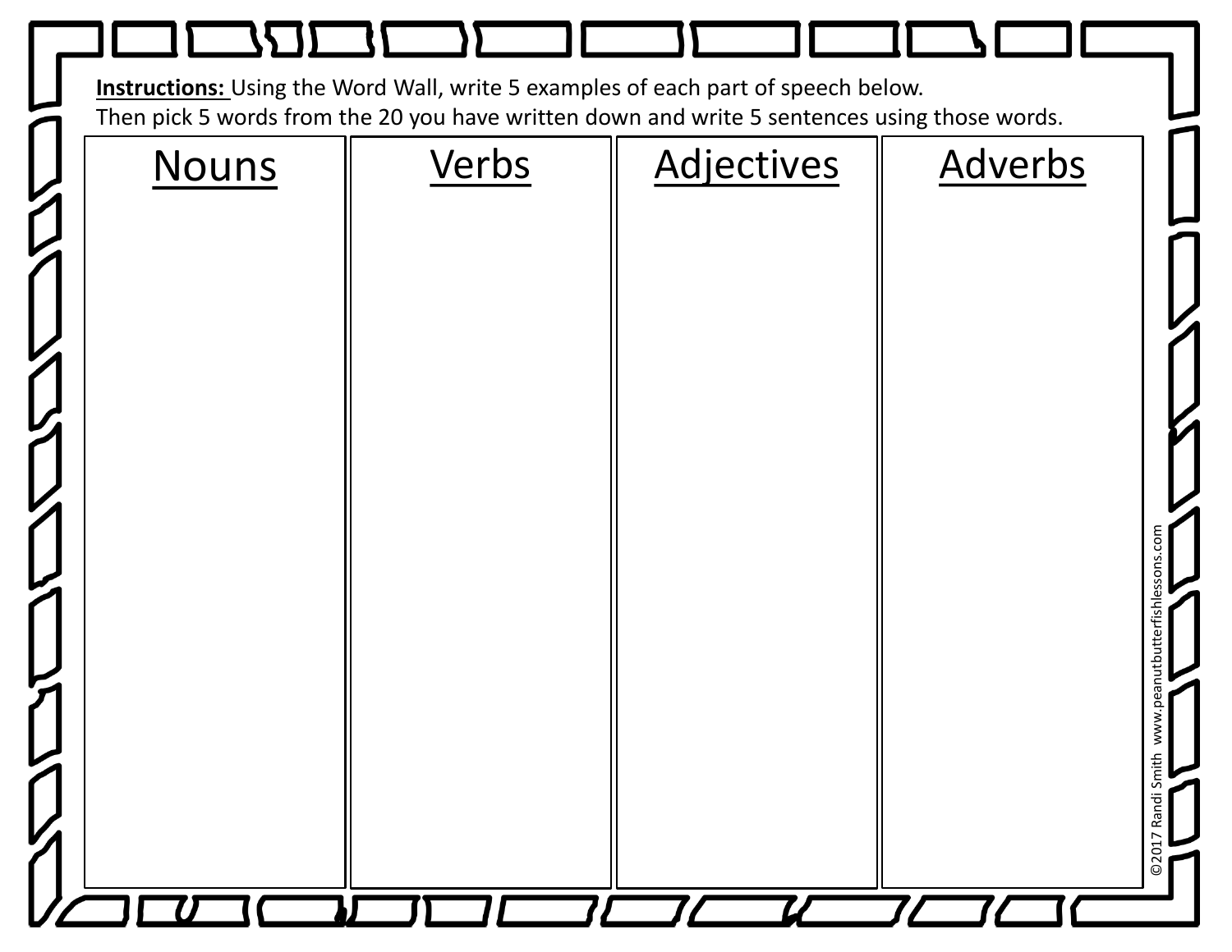**Instructions:** Using the Word Wall, write 5 examples of each part of speech below.
Then pick 5 words from the 20 you have written down and write 5 sentences using those words.

| Nouns | Verbs | Adjectives | Adverbs |
| --- | --- | --- | --- |
| | | | |

©2017 Randi Smith www.peanutbutterfishlessons.com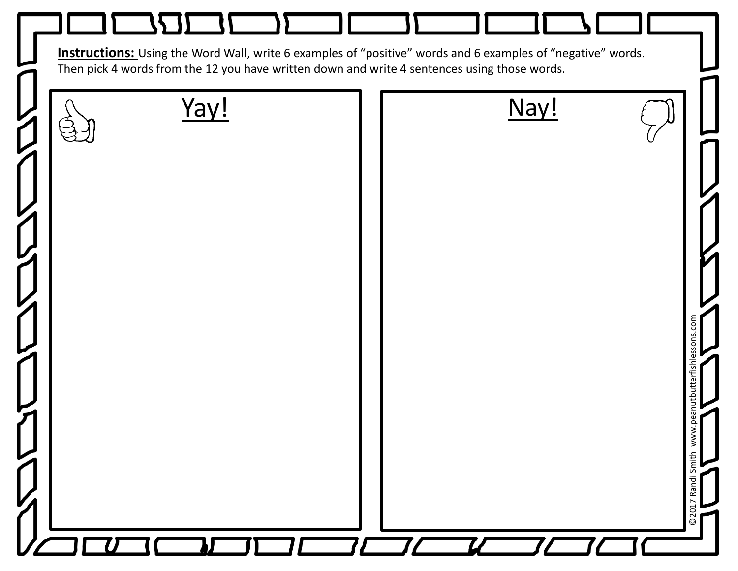**Instructions:** Using the Word Wall, write 6 examples of "positive" words and 6 examples of "negative" words. Then pick 4 words from the 12 you have written down and write 4 sentences using those words.

| Yay! | Nay! |
| --- | --- |
| | |

©2017 Randi Smith www.peanutbutterfishlessons.com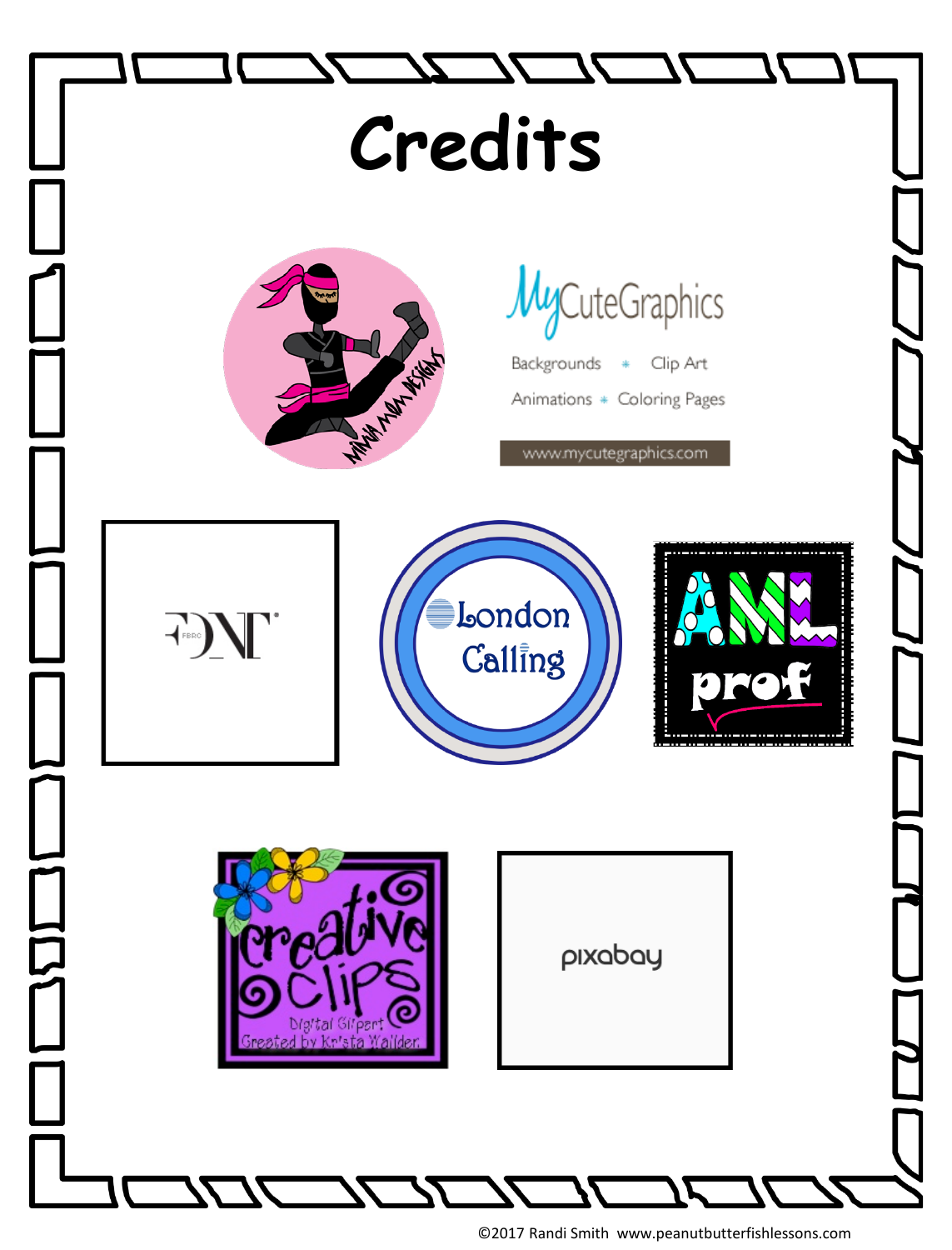# Credits

Ninja Mom Designs

MyCuteGraphics

Backgrounds * Clip Art

Animations * Coloring Pages

www.mycutegraphics.com

FDNT

London Calling

AML prof

creative clips

Digital Clipart

Created by Krista Wallden

pixabay

©2017 Randi Smith www.peanutbutterfishlessons.com